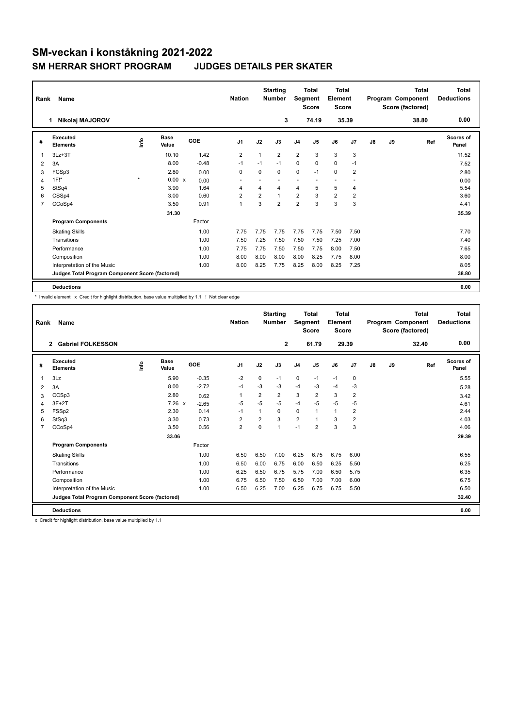# SM-veckan i konståkning 2021-2022

## SM HERRAR SHORT PROGRAM JUDGES DETAILS PER SKATER

| Rank | Name | Nation | Starting Number | Total Segment Score | Total Element Score | Total Program Component Score (factored) | Total Deductions |
|---|---|---|---|---|---|---|---|
| 1 | Nikolaj MAJOROV | | 3 | 74.19 | 35.39 | 38.80 | 0.00 |

| # | Executed Elements | Info | Base Value | | GOE | J1 | J2 | J3 | J4 | J5 | J6 | J7 | J8 | J9 | Ref | Scores of Panel |
|---|---|---|---|---|---|---|---|---|---|---|---|---|---|---|---|---|
| 1 | 3Lz+3T | | 10.10 | | 1.42 | 2 | 1 | 2 | 2 | 3 | 3 | 3 | | | | 11.52 |
| 2 | 3A | | 8.00 | | -0.48 | -1 | -1 | -1 | 0 | 0 | 0 | -1 | | | | 7.52 |
| 3 | FCSp3 | | 2.80 | | 0.00 | 0 | 0 | 0 | 0 | -1 | 0 | 2 | | | | 2.80 |
| 4 | 1F!* | * | 0.00 | x | 0.00 | - | - | - | - | - | - | - | | | | 0.00 |
| 5 | StSq4 | | 3.90 | | 1.64 | 4 | 4 | 4 | 4 | 5 | 5 | 4 | | | | 5.54 |
| 6 | CSSp4 | | 3.00 | | 0.60 | 2 | 2 | 1 | 2 | 3 | 2 | 2 | | | | 3.60 |
| 7 | CCoSp4 | | 3.50 | | 0.91 | 1 | 3 | 2 | 2 | 3 | 3 | 3 | | | | 4.41 |
| | | | 31.30 | | | | | | | | | | | | | 35.39 |
| | **Program Components** | | | | Factor | | | | | | | | | | | |
| | Skating Skills | | | | 1.00 | 7.75 | 7.75 | 7.75 | 7.75 | 7.75 | 7.50 | 7.50 | | | | 7.70 |
| | Transitions | | | | 1.00 | 7.50 | 7.25 | 7.50 | 7.50 | 7.50 | 7.25 | 7.00 | | | | 7.40 |
| | Performance | | | | 1.00 | 7.75 | 7.75 | 7.50 | 7.50 | 7.75 | 8.00 | 7.50 | | | | 7.65 |
| | Composition | | | | 1.00 | 8.00 | 8.00 | 8.00 | 8.00 | 8.25 | 7.75 | 8.00 | | | | 8.00 |
| | Interpretation of the Music | | | | 1.00 | 8.00 | 8.25 | 7.75 | 8.25 | 8.00 | 8.25 | 7.25 | | | | 8.05 |
| | **Judges Total Program Component Score (factored)** | | | | | | | | | | | | | | | **38.80** |
| | **Deductions** | | | | | | | | | | | | | | | **0.00** |

\* Invalid element x Credit for highlight distribution, base value multiplied by 1.1 ! Not clear edge

| Rank | Name | Nation | Starting Number | Total Segment Score | Total Element Score | Total Program Component Score (factored) | Total Deductions |
|---|---|---|---|---|---|---|---|
| 2 | Gabriel FOLKESSON | | 2 | 61.79 | 29.39 | 32.40 | 0.00 |

| # | Executed Elements | Info | Base Value | | GOE | J1 | J2 | J3 | J4 | J5 | J6 | J7 | J8 | J9 | Ref | Scores of Panel |
|---|---|---|---|---|---|---|---|---|---|---|---|---|---|---|---|---|
| 1 | 3Lz | | 5.90 | | -0.35 | -2 | 0 | -1 | 0 | -1 | -1 | 0 | | | | 5.55 |
| 2 | 3A | | 8.00 | | -2.72 | -4 | -3 | -3 | -4 | -3 | -4 | -3 | | | | 5.28 |
| 3 | CCSp3 | | 2.80 | | 0.62 | 1 | 2 | 2 | 3 | 2 | 3 | 2 | | | | 3.42 |
| 4 | 3F+2T | | 7.26 | x | -2.65 | -5 | -5 | -5 | -4 | -5 | -5 | -5 | | | | 4.61 |
| 5 | FSSp2 | | 2.30 | | 0.14 | -1 | 1 | 0 | 0 | 1 | 1 | 2 | | | | 2.44 |
| 6 | StSq3 | | 3.30 | | 0.73 | 2 | 2 | 3 | 2 | 1 | 3 | 2 | | | | 4.03 |
| 7 | CCoSp4 | | 3.50 | | 0.56 | 2 | 0 | 1 | -1 | 2 | 3 | 3 | | | | 4.06 |
| | | | 33.06 | | | | | | | | | | | | | 29.39 |
| | **Program Components** | | | | Factor | | | | | | | | | | | |
| | Skating Skills | | | | 1.00 | 6.50 | 6.50 | 7.00 | 6.25 | 6.75 | 6.75 | 6.00 | | | | 6.55 |
| | Transitions | | | | 1.00 | 6.50 | 6.00 | 6.75 | 6.00 | 6.50 | 6.25 | 5.50 | | | | 6.25 |
| | Performance | | | | 1.00 | 6.25 | 6.50 | 6.75 | 5.75 | 7.00 | 6.50 | 5.75 | | | | 6.35 |
| | Composition | | | | 1.00 | 6.75 | 6.50 | 7.50 | 6.50 | 7.00 | 7.00 | 6.00 | | | | 6.75 |
| | Interpretation of the Music | | | | 1.00 | 6.50 | 6.25 | 7.00 | 6.25 | 6.75 | 6.75 | 5.50 | | | | 6.50 |
| | **Judges Total Program Component Score (factored)** | | | | | | | | | | | | | | | **32.40** |
| | **Deductions** | | | | | | | | | | | | | | | **0.00** |

x Credit for highlight distribution, base value multiplied by 1.1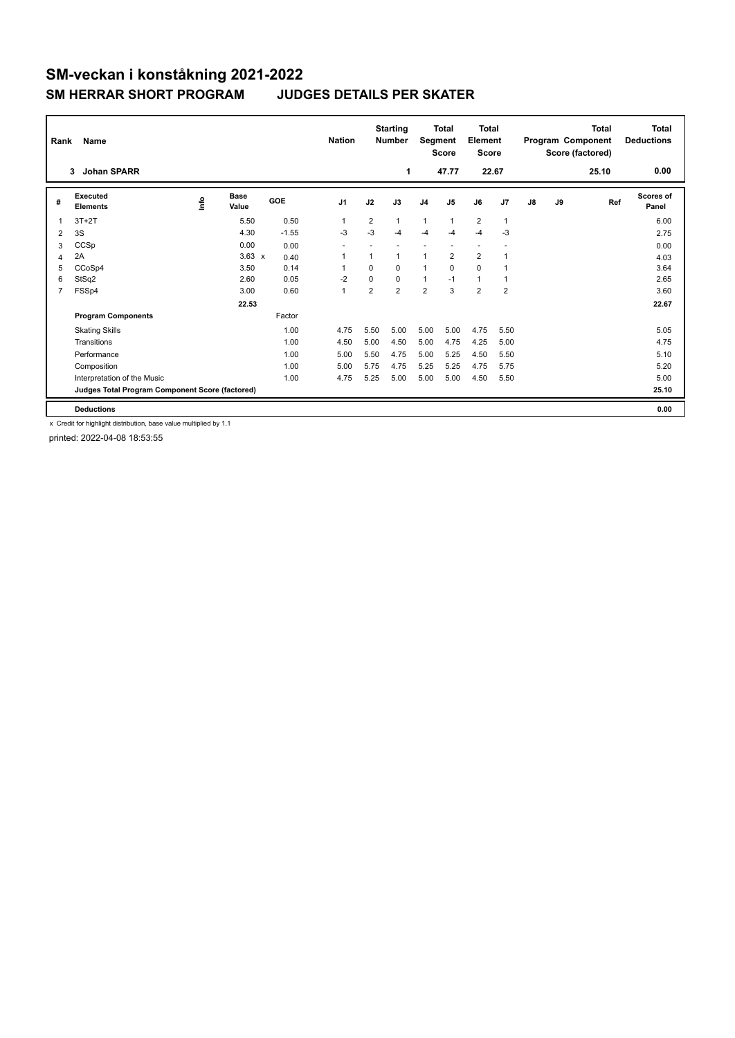# SM-veckan i konståkning 2021-2022

## SM HERRAR SHORT PROGRAM JUDGES DETAILS PER SKATER

| Rank | Name | Nation | Starting Number | Total Segment Score | Total Element Score | Total Program Component Score (factored) | Total Deductions |
|---|---|---|---|---|---|---|---|
| 3 | Johan SPARR | | 1 | 47.77 | 22.67 | 25.10 | 0.00 |

| # | Executed Elements | Info | Base Value | GOE | J1 | J2 | J3 | J4 | J5 | J6 | J7 | J8 | J9 | Ref | Scores of Panel |
|---|---|---|---|---|---|---|---|---|---|---|---|---|---|---|---|
| 1 | 3T+2T | | 5.50 | 0.50 | 1 | 2 | 1 | 1 | 1 | 2 | 1 | | | | 6.00 |
| 2 | 3S | | 4.30 | -1.55 | -3 | -3 | -4 | -4 | -4 | -4 | -3 | | | | 2.75 |
| 3 | CCSp | | 0.00 | 0.00 | - | - | - | - | - | - | - | | | | 0.00 |
| 4 | 2A | | 3.63 x | 0.40 | 1 | 1 | 1 | 1 | 2 | 2 | 1 | | | | 4.03 |
| 5 | CCoSp4 | | 3.50 | 0.14 | 1 | 0 | 0 | 1 | 0 | 0 | 1 | | | | 3.64 |
| 6 | StSq2 | | 2.60 | 0.05 | -2 | 0 | 0 | 1 | -1 | 1 | 1 | | | | 2.65 |
| 7 | FSSp4 | | 3.00 | 0.60 | 1 | 2 | 2 | 2 | 3 | 2 | 2 | | | | 3.60 |
| | | | 22.53 | | | | | | | | | | | | 22.67 |
| | **Program Components** | | | Factor | | | | | | | | | | | |
| | Skating Skills | | | 1.00 | 4.75 | 5.50 | 5.00 | 5.00 | 5.00 | 4.75 | 5.50 | | | | 5.05 |
| | Transitions | | | 1.00 | 4.50 | 5.00 | 4.50 | 5.00 | 4.75 | 4.25 | 5.00 | | | | 4.75 |
| | Performance | | | 1.00 | 5.00 | 5.50 | 4.75 | 5.00 | 5.25 | 4.50 | 5.50 | | | | 5.10 |
| | Composition | | | 1.00 | 5.00 | 5.75 | 4.75 | 5.25 | 5.25 | 4.75 | 5.75 | | | | 5.20 |
| | Interpretation of the Music | | | 1.00 | 4.75 | 5.25 | 5.00 | 5.00 | 5.00 | 4.50 | 5.50 | | | | 5.00 |
| | **Judges Total Program Component Score (factored)** | | | | | | | | | | | | | | 25.10 |
| | **Deductions** | | | | | | | | | | | | | | 0.00 |

x Credit for highlight distribution, base value multiplied by 1.1

printed: 2022-04-08 18:53:55